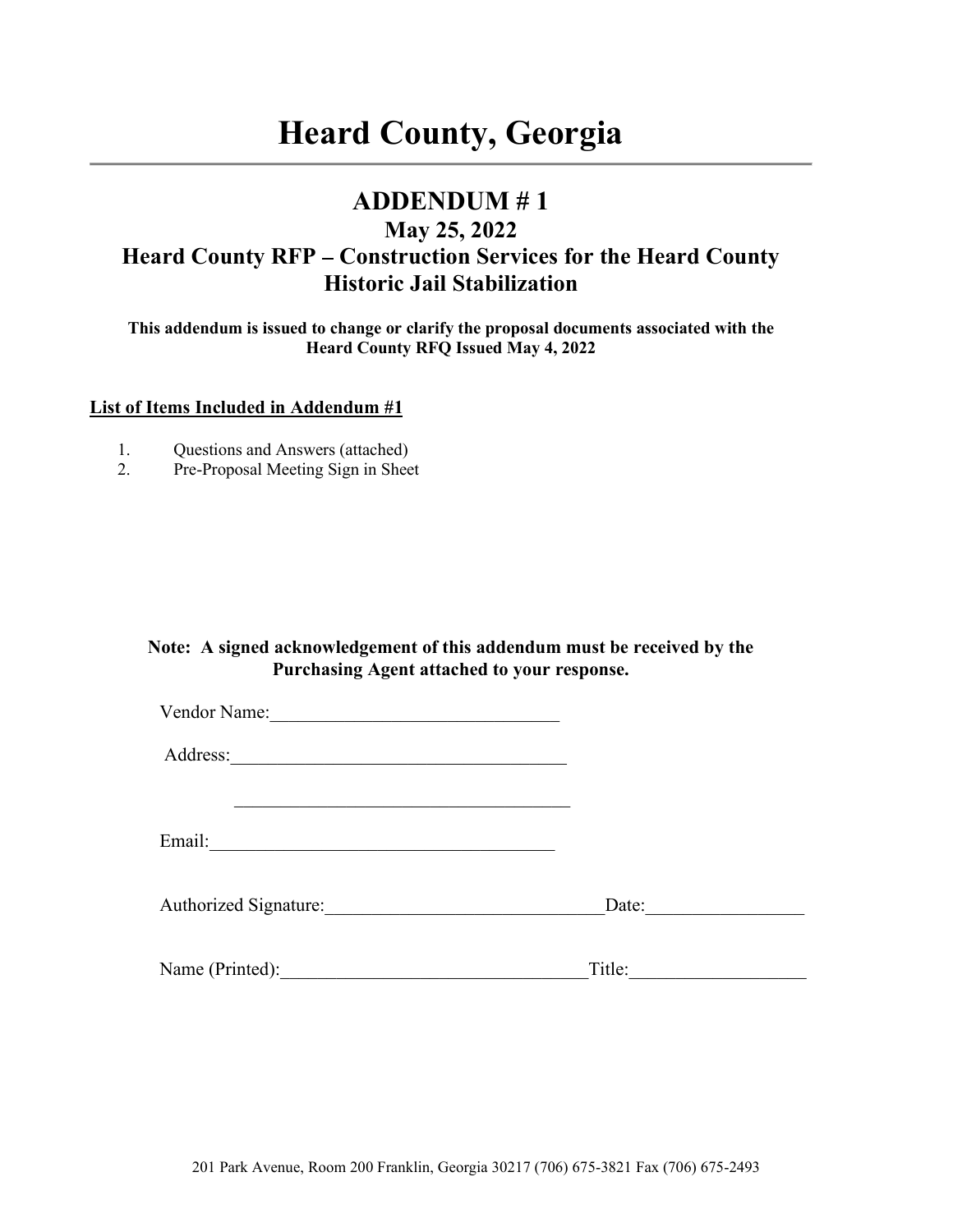# Heard County, Georgia

## ADDENDUM # 1

### May 25, 2022

### Heard County RFP – Construction Services for the Heard County Historic Jail Stabilization

**This addendum is issued to change or clarify the proposal documents associated with the Heard County RFQ Issued May 4, 2022**

**List of Items Included in Addendum #1**

1. Questions and Answers (attached)
2. Pre-Proposal Meeting Sign in Sheet

**Note: A signed acknowledgement of this addendum must be received by the Purchasing Agent attached to your response.**

Vendor Name:_______________________________

Address:___________________________________

___________________________________

Email:_____________________________________

Authorized Signature:_____________________________ Date:_________________

Name (Printed):_________________________________ Title:__________________

201 Park Avenue, Room 200 Franklin, Georgia 30217 (706) 675-3821 Fax (706) 675-2493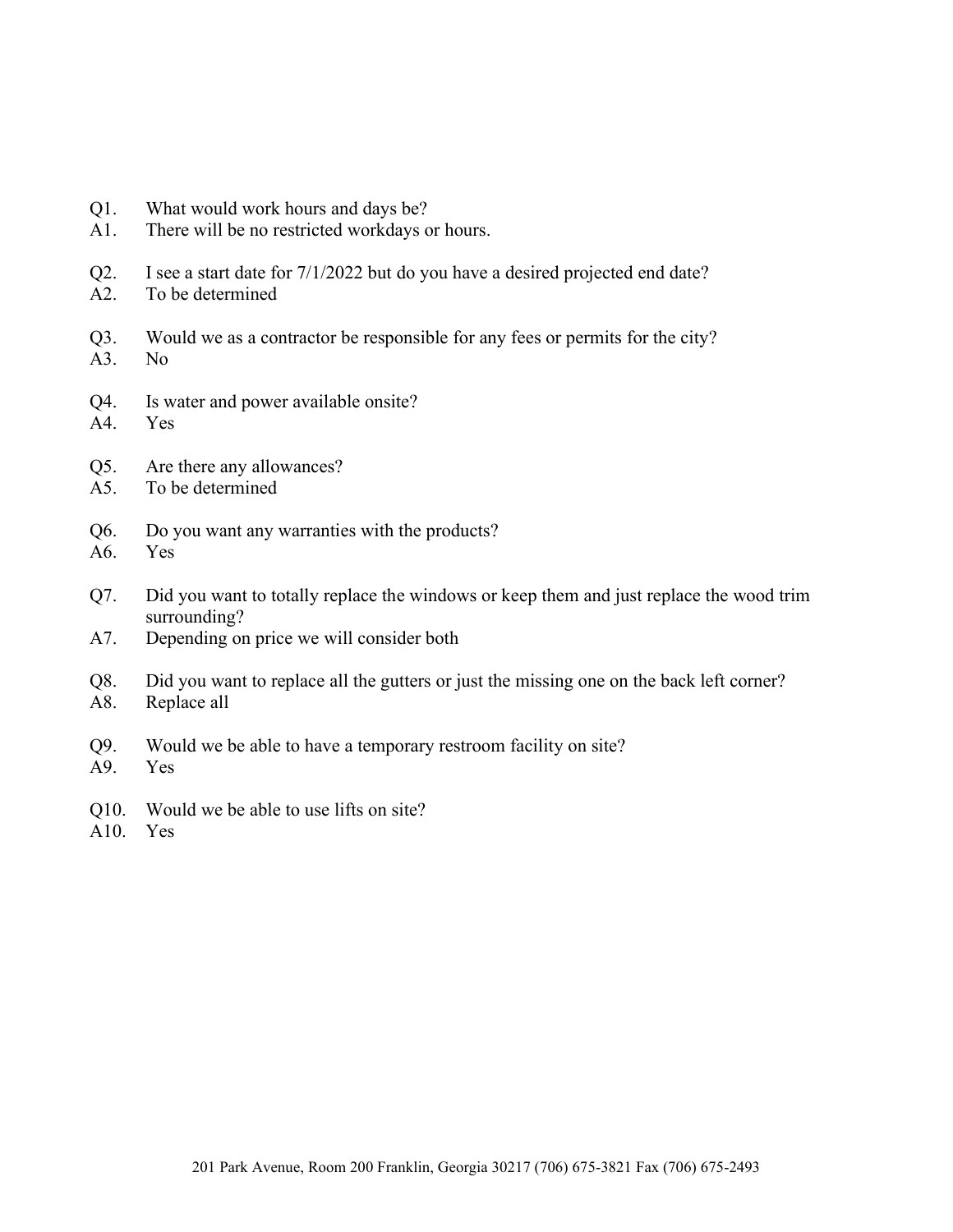Q1. What would work hours and days be?
A1. There will be no restricted workdays or hours.

Q2. I see a start date for 7/1/2022 but do you have a desired projected end date?
A2. To be determined

Q3. Would we as a contractor be responsible for any fees or permits for the city?
A3. No

Q4. Is water and power available onsite?
A4. Yes

Q5. Are there any allowances?
A5. To be determined

Q6. Do you want any warranties with the products?
A6. Yes

Q7. Did you want to totally replace the windows or keep them and just replace the wood trim surrounding?
A7. Depending on price we will consider both

Q8. Did you want to replace all the gutters or just the missing one on the back left corner?
A8. Replace all

Q9. Would we be able to have a temporary restroom facility on site?
A9. Yes

Q10. Would we be able to use lifts on site?
A10. Yes

201 Park Avenue, Room 200 Franklin, Georgia 30217 (706) 675-3821 Fax (706) 675-2493